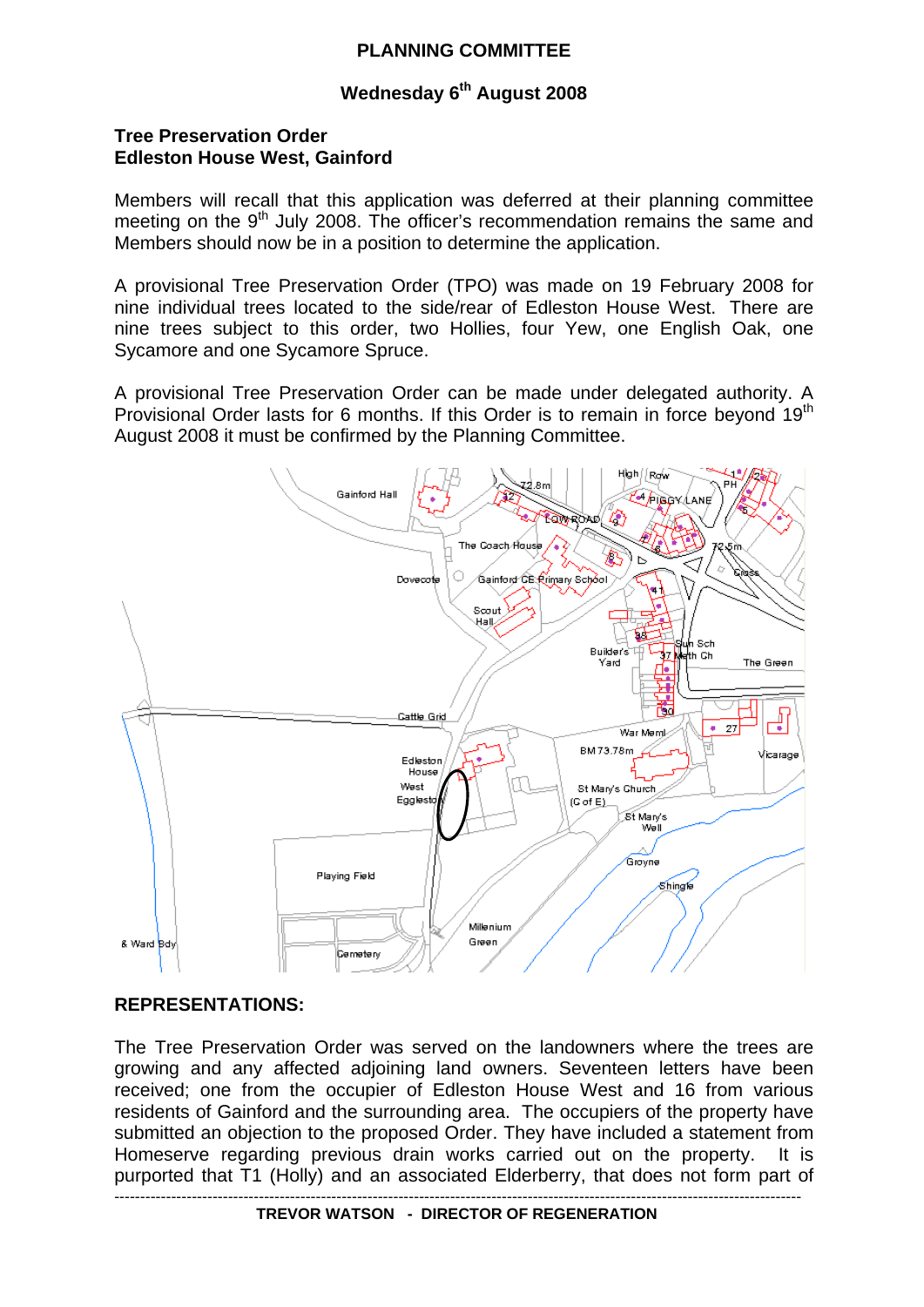**PLANNING COMMITTEE**

**Wednesday 6th August 2008**

**Tree Preservation Order**
**Edleston House West, Gainford**

Members will recall that this application was deferred at their planning committee meeting on the 9th July 2008. The officer's recommendation remains the same and Members should now be in a position to determine the application.

A provisional Tree Preservation Order (TPO) was made on 19 February 2008 for nine individual trees located to the side/rear of Edleston House West. There are nine trees subject to this order, two Hollies, four Yew, one English Oak, one Sycamore and one Sycamore Spruce.

A provisional Tree Preservation Order can be made under delegated authority. A Provisional Order lasts for 6 months. If this Order is to remain in force beyond 19th August 2008 it must be confirmed by the Planning Committee.

## REPRESENTATIONS:

The Tree Preservation Order was served on the landowners where the trees are growing and any affected adjoining land owners. Seventeen letters have been received; one from the occupier of Edleston House West and 16 from various residents of Gainford and the surrounding area. The occupiers of the property have submitted an objection to the proposed Order. They have included a statement from Homeserve regarding previous drain works carried out on the property. It is purported that T1 (Holly) and an associated Elderberry, that does not form part of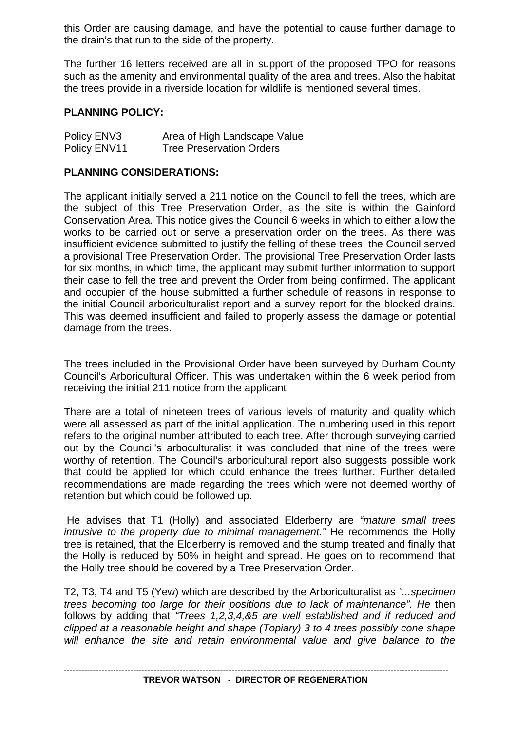this Order are causing damage, and have the potential to cause further damage to the drain's that run to the side of the property.

The further 16 letters received are all in support of the proposed TPO for reasons such as the amenity and environmental quality of the area and trees. Also the habitat the trees provide in a riverside location for wildlife is mentioned several times.

**PLANNING POLICY:**

| | |
|---|---|
| Policy ENV3 | Area of High Landscape Value |
| Policy ENV11 | Tree Preservation Orders |

**PLANNING CONSIDERATIONS:**

The applicant initially served a 211 notice on the Council to fell the trees, which are the subject of this Tree Preservation Order, as the site is within the Gainford Conservation Area. This notice gives the Council 6 weeks in which to either allow the works to be carried out or serve a preservation order on the trees. As there was insufficient evidence submitted to justify the felling of these trees, the Council served a provisional Tree Preservation Order. The provisional Tree Preservation Order lasts for six months, in which time, the applicant may submit further information to support their case to fell the tree and prevent the Order from being confirmed. The applicant and occupier of the house submitted a further schedule of reasons in response to the initial Council arboriculturalist report and a survey report for the blocked drains. This was deemed insufficient and failed to properly assess the damage or potential damage from the trees.

The trees included in the Provisional Order have been surveyed by Durham County Council's Arboricultural Officer. This was undertaken within the 6 week period from receiving the initial 211 notice from the applicant

There are a total of nineteen trees of various levels of maturity and quality which were all assessed as part of the initial application. The numbering used in this report refers to the original number attributed to each tree. After thorough surveying carried out by the Council's arboculturalist it was concluded that nine of the trees were worthy of retention. The Council's arboricultural report also suggests possible work that could be applied for which could enhance the trees further. Further detailed recommendations are made regarding the trees which were not deemed worthy of retention but which could be followed up.

He advises that T1 (Holly) and associated Elderberry are *"mature small trees intrusive to the property due to minimal management."* He recommends the Holly tree is retained, that the Elderberry is removed and the stump treated and finally that the Holly is reduced by 50% in height and spread. He goes on to recommend that the Holly tree should be covered by a Tree Preservation Order.

T2, T3, T4 and T5 (Yew) which are described by the Arboriculturalist as *"...specimen trees becoming too large for their positions due to lack of maintenance". He* then follows by adding that *"Trees 1,2,3,4,&5 are well established and if reduced and clipped at a reasonable height and shape (Topiary) 3 to 4 trees possibly cone shape will enhance the site and retain environmental value and give balance to the*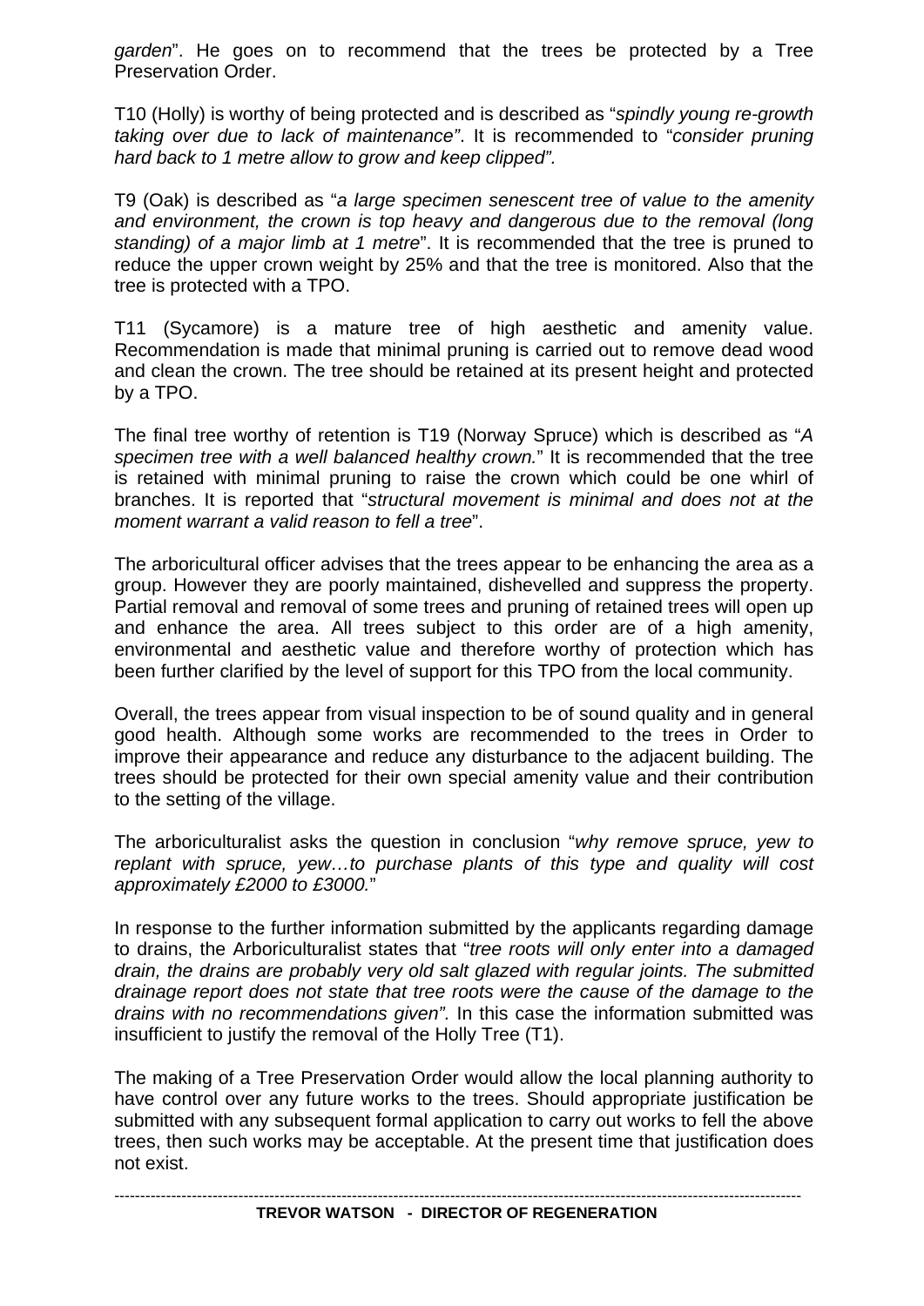*garden*". He goes on to recommend that the trees be protected by a Tree Preservation Order.

T10 (Holly) is worthy of being protected and is described as "*spindly young re-growth taking over due to lack of maintenance"*. It is recommended to "*consider pruning hard back to 1 metre allow to grow and keep clipped".*

T9 (Oak) is described as "*a large specimen senescent tree of value to the amenity and environment, the crown is top heavy and dangerous due to the removal (long standing) of a major limb at 1 metre*". It is recommended that the tree is pruned to reduce the upper crown weight by 25% and that the tree is monitored. Also that the tree is protected with a TPO.

T11 (Sycamore) is a mature tree of high aesthetic and amenity value. Recommendation is made that minimal pruning is carried out to remove dead wood and clean the crown. The tree should be retained at its present height and protected by a TPO.

The final tree worthy of retention is T19 (Norway Spruce) which is described as "*A specimen tree with a well balanced healthy crown.*" It is recommended that the tree is retained with minimal pruning to raise the crown which could be one whirl of branches. It is reported that "*structural movement is minimal and does not at the moment warrant a valid reason to fell a tree*".

The arboricultural officer advises that the trees appear to be enhancing the area as a group. However they are poorly maintained, dishevelled and suppress the property. Partial removal and removal of some trees and pruning of retained trees will open up and enhance the area. All trees subject to this order are of a high amenity, environmental and aesthetic value and therefore worthy of protection which has been further clarified by the level of support for this TPO from the local community.

Overall, the trees appear from visual inspection to be of sound quality and in general good health. Although some works are recommended to the trees in Order to improve their appearance and reduce any disturbance to the adjacent building. The trees should be protected for their own special amenity value and their contribution to the setting of the village.

The arboriculturalist asks the question in conclusion "*why remove spruce, yew to replant with spruce, yew…to purchase plants of this type and quality will cost approximately £2000 to £3000.*"

In response to the further information submitted by the applicants regarding damage to drains, the Arboriculturalist states that "*tree roots will only enter into a damaged drain, the drains are probably very old salt glazed with regular joints. The submitted drainage report does not state that tree roots were the cause of the damage to the drains with no recommendations given".* In this case the information submitted was insufficient to justify the removal of the Holly Tree (T1).

The making of a Tree Preservation Order would allow the local planning authority to have control over any future works to the trees. Should appropriate justification be submitted with any subsequent formal application to carry out works to fell the above trees, then such works may be acceptable. At the present time that justification does not exist.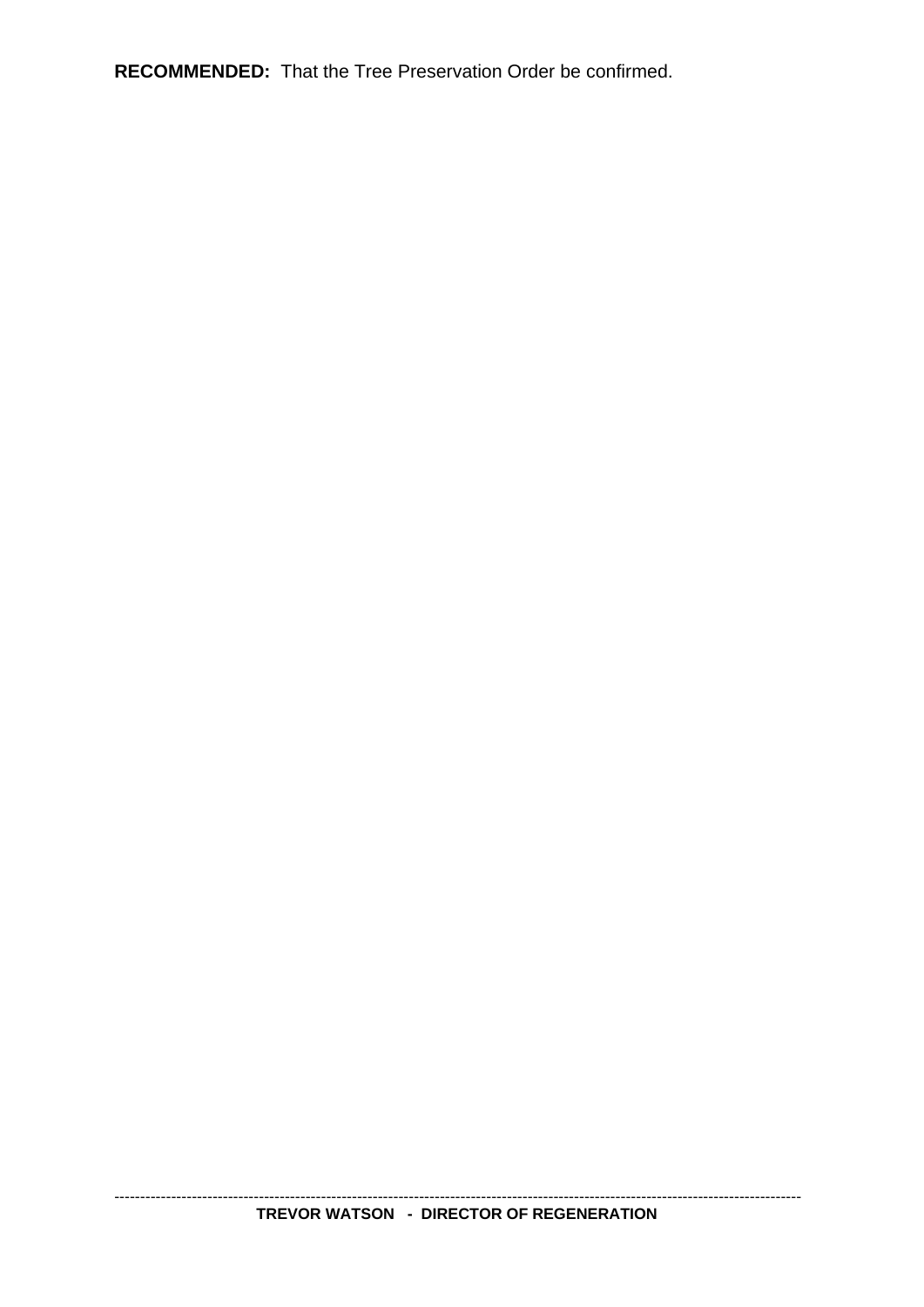**RECOMMENDED:** That the Tree Preservation Order be confirmed.

---

**TREVOR WATSON - DIRECTOR OF REGENERATION**